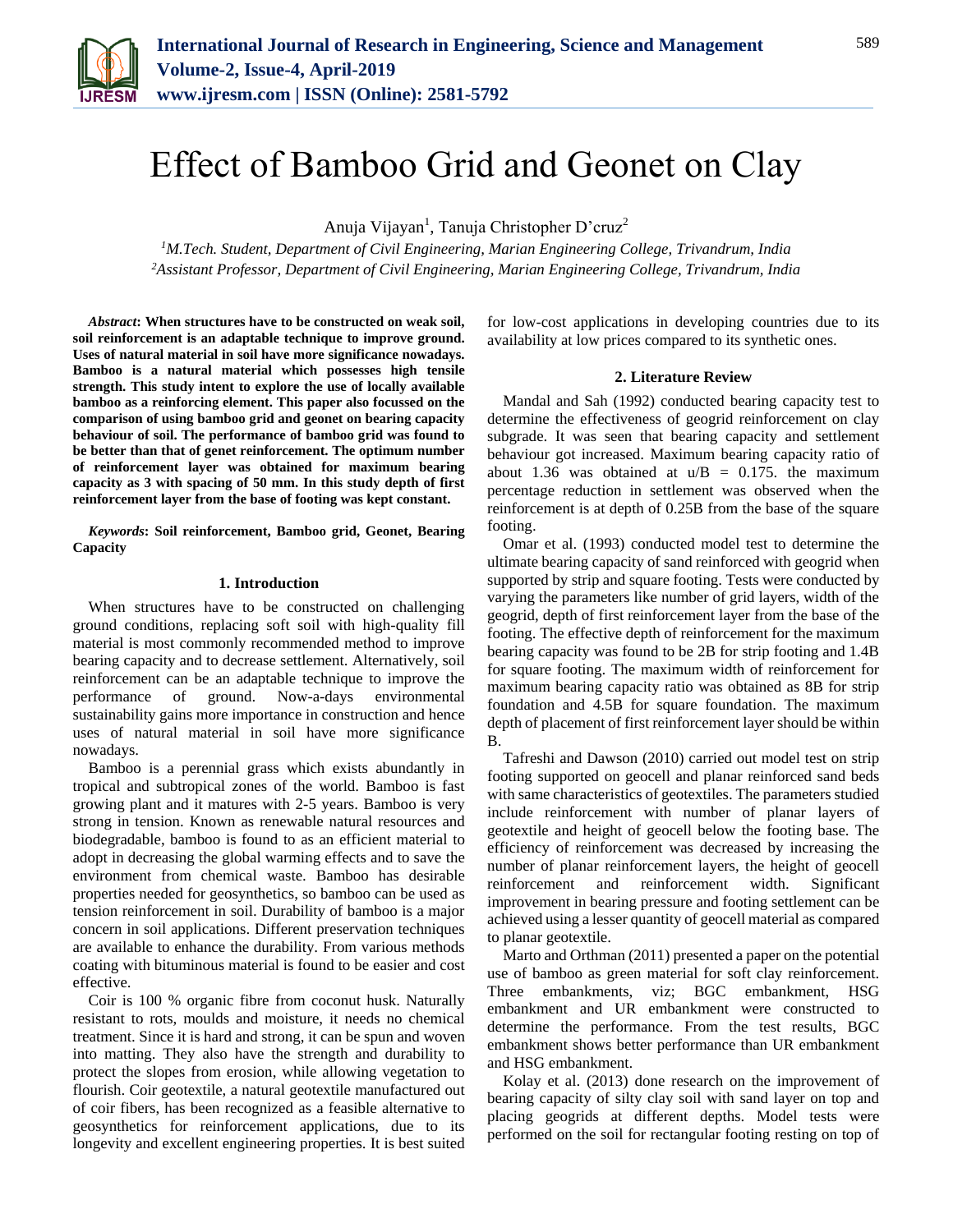# Effect of Bamboo Grid and Geonet on Clay

Anuja Vijayan[1], Tanuja Christopher D'cruz[2]

[1]*M.Tech. Student, Department of Civil Engineering, Marian Engineering College, Trivandrum, India*
[2]*Assistant Professor, Department of Civil Engineering, Marian Engineering College, Trivandrum, India*

***Abstract*****: When structures have to be constructed on weak soil, soil reinforcement is an adaptable technique to improve ground. Uses of natural material in soil have more significance nowadays. Bamboo is a natural material which possesses high tensile strength. This study intent to explore the use of locally available bamboo as a reinforcing element. This paper also focussed on the comparison of using bamboo grid and geonet on bearing capacity behaviour of soil. The performance of bamboo grid was found to be better than that of genet reinforcement. The optimum number of reinforcement layer was obtained for maximum bearing capacity as 3 with spacing of 50 mm. In this study depth of first reinforcement layer from the base of footing was kept constant.**

***Keywords*****: Soil reinforcement, Bamboo grid, Geonet, Bearing Capacity**

## 1. Introduction

When structures have to be constructed on challenging ground conditions, replacing soft soil with high-quality fill material is most commonly recommended method to improve bearing capacity and to decrease settlement. Alternatively, soil reinforcement can be an adaptable technique to improve the performance of ground. Now-a-days environmental sustainability gains more importance in construction and hence uses of natural material in soil have more significance nowadays.

Bamboo is a perennial grass which exists abundantly in tropical and subtropical zones of the world. Bamboo is fast growing plant and it matures with 2-5 years. Bamboo is very strong in tension. Known as renewable natural resources and biodegradable, bamboo is found to as an efficient material to adopt in decreasing the global warming effects and to save the environment from chemical waste. Bamboo has desirable properties needed for geosynthetics, so bamboo can be used as tension reinforcement in soil. Durability of bamboo is a major concern in soil applications. Different preservation techniques are available to enhance the durability. From various methods coating with bituminous material is found to be easier and cost effective.

Coir is 100 % organic fibre from coconut husk. Naturally resistant to rots, moulds and moisture, it needs no chemical treatment. Since it is hard and strong, it can be spun and woven into matting. They also have the strength and durability to protect the slopes from erosion, while allowing vegetation to flourish. Coir geotextile, a natural geotextile manufactured out of coir fibers, has been recognized as a feasible alternative to geosynthetics for reinforcement applications, due to its longevity and excellent engineering properties. It is best suited for low-cost applications in developing countries due to its availability at low prices compared to its synthetic ones.

## 2. Literature Review

Mandal and Sah (1992) conducted bearing capacity test to determine the effectiveness of geogrid reinforcement on clay subgrade. It was seen that bearing capacity and settlement behaviour got increased. Maximum bearing capacity ratio of about 1.36 was obtained at $u/B = 0.175$. the maximum percentage reduction in settlement was observed when the reinforcement is at depth of 0.25B from the base of the square footing.

Omar et al. (1993) conducted model test to determine the ultimate bearing capacity of sand reinforced with geogrid when supported by strip and square footing. Tests were conducted by varying the parameters like number of grid layers, width of the geogrid, depth of first reinforcement layer from the base of the footing. The effective depth of reinforcement for the maximum bearing capacity was found to be 2B for strip footing and 1.4B for square footing. The maximum width of reinforcement for maximum bearing capacity ratio was obtained as 8B for strip foundation and 4.5B for square foundation. The maximum depth of placement of first reinforcement layer should be within B.

Tafreshi and Dawson (2010) carried out model test on strip footing supported on geocell and planar reinforced sand beds with same characteristics of geotextiles. The parameters studied include reinforcement with number of planar layers of geotextile and height of geocell below the footing base. The efficiency of reinforcement was decreased by increasing the number of planar reinforcement layers, the height of geocell reinforcement and reinforcement width. Significant improvement in bearing pressure and footing settlement can be achieved using a lesser quantity of geocell material as compared to planar geotextile.

Marto and Orthman (2011) presented a paper on the potential use of bamboo as green material for soft clay reinforcement. Three embankments, viz; BGC embankment, HSG embankment and UR embankment were constructed to determine the performance. From the test results, BGC embankment shows better performance than UR embankment and HSG embankment.

Kolay et al. (2013) done research on the improvement of bearing capacity of silty clay soil with sand layer on top and placing geogrids at different depths. Model tests were performed on the soil for rectangular footing resting on top of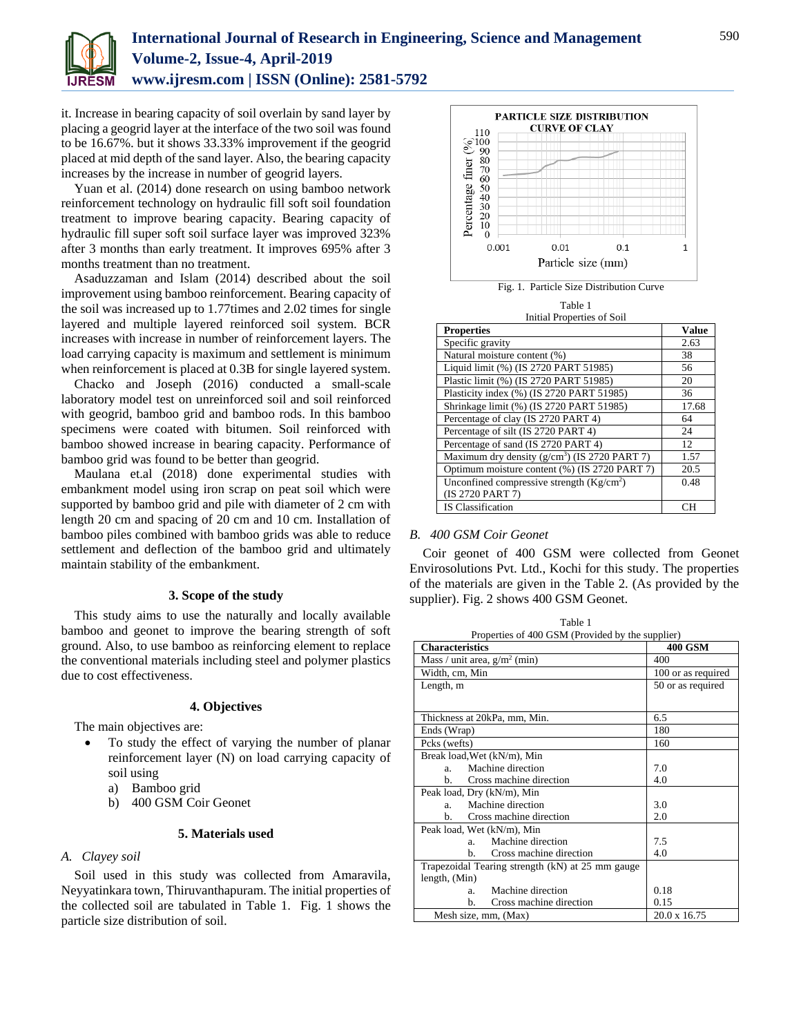it. Increase in bearing capacity of soil overlain by sand layer by placing a geogrid layer at the interface of the two soil was found to be 16.67%. but it shows 33.33% improvement if the geogrid placed at mid depth of the sand layer. Also, the bearing capacity increases by the increase in number of geogrid layers.

Yuan et al. (2014) done research on using bamboo network reinforcement technology on hydraulic fill soft soil foundation treatment to improve bearing capacity. Bearing capacity of hydraulic fill super soft soil surface layer was improved 323% after 3 months than early treatment. It improves 695% after 3 months treatment than no treatment.

Asaduzzaman and Islam (2014) described about the soil improvement using bamboo reinforcement. Bearing capacity of the soil was increased up to 1.77times and 2.02 times for single layered and multiple layered reinforced soil system. BCR increases with increase in number of reinforcement layers. The load carrying capacity is maximum and settlement is minimum when reinforcement is placed at 0.3B for single layered system.

Chacko and Joseph (2016) conducted a small-scale laboratory model test on unreinforced soil and soil reinforced with geogrid, bamboo grid and bamboo rods. In this bamboo specimens were coated with bitumen. Soil reinforced with bamboo showed increase in bearing capacity. Performance of bamboo grid was found to be better than geogrid.

Maulana et.al (2018) done experimental studies with embankment model using iron scrap on peat soil which were supported by bamboo grid and pile with diameter of 2 cm with length 20 cm and spacing of 20 cm and 10 cm. Installation of bamboo piles combined with bamboo grids was able to reduce settlement and deflection of the bamboo grid and ultimately maintain stability of the embankment.

## 3. Scope of the study

This study aims to use the naturally and locally available bamboo and geonet to improve the bearing strength of soft ground. Also, to use bamboo as reinforcing element to replace the conventional materials including steel and polymer plastics due to cost effectiveness.

## 4. Objectives

The main objectives are:

- To study the effect of varying the number of planar reinforcement layer (N) on load carrying capacity of soil using
  a) Bamboo grid
  b) 400 GSM Coir Geonet

## 5. Materials used

### *A. Clayey soil*

Soil used in this study was collected from Amaravila, Neyyatinkara town, Thiruvanthapuram. The initial properties of the collected soil are tabulated in Table 1. Fig. 1 shows the particle size distribution of soil.

Fig. 1. Particle Size Distribution Curve

Table 1
Initial Properties of Soil

| Properties | Value |
|---|---|
| Specific gravity | 2.63 |
| Natural moisture content (%) | 38 |
| Liquid limit (%) (IS 2720 PART 51985) | 56 |
| Plastic limit (%) (IS 2720 PART 51985) | 20 |
| Plasticity index (%) (IS 2720 PART 51985) | 36 |
| Shrinkage limit (%) (IS 2720 PART 51985) | 17.68 |
| Percentage of clay (IS 2720 PART 4) | 64 |
| Percentage of silt (IS 2720 PART 4) | 24 |
| Percentage of sand (IS 2720 PART 4) | 12 |
| Maximum dry density (g/cm$^3$) (IS 2720 PART 7) | 1.57 |
| Optimum moisture content (%) (IS 2720 PART 7) | 20.5 |
| Unconfined compressive strength (Kg/cm$^2$) (IS 2720 PART 7) | 0.48 |
| IS Classification | CH |

### *B. 400 GSM Coir Geonet*

Coir geonet of 400 GSM were collected from Geonet Envirosolutions Pvt. Ltd., Kochi for this study. The properties of the materials are given in the Table 2. (As provided by the supplier). Fig. 2 shows 400 GSM Geonet.

Table 1
Properties of 400 GSM (Provided by the supplier)

| Characteristics | 400 GSM |
|---|---|
| Mass / unit area, g/m$^2$ (min) | 400 |
| Width, cm, Min | 100 or as required |
| Length, m | 50 or as required |
| Thickness at 20kPa, mm, Min. | 6.5 |
| Ends (Wrap) | 180 |
| Pcks (wefts) | 160 |
| Break load,Wet (kN/m), Min | |
| a. Machine direction | 7.0 |
| b. Cross machine direction | 4.0 |
| Peak load, Dry (kN/m), Min | |
| a. Machine direction | 3.0 |
| b. Cross machine direction | 2.0 |
| Peak load, Wet (kN/m), Min | |
| a. Machine direction | 7.5 |
| b. Cross machine direction | 4.0 |
| Trapezoidal Tearing strength (kN) at 25 mm gauge length, (Min) | |
| a. Machine direction | 0.18 |
| b. Cross machine direction | 0.15 |
| Mesh size, mm, (Max) | 20.0 x 16.75 |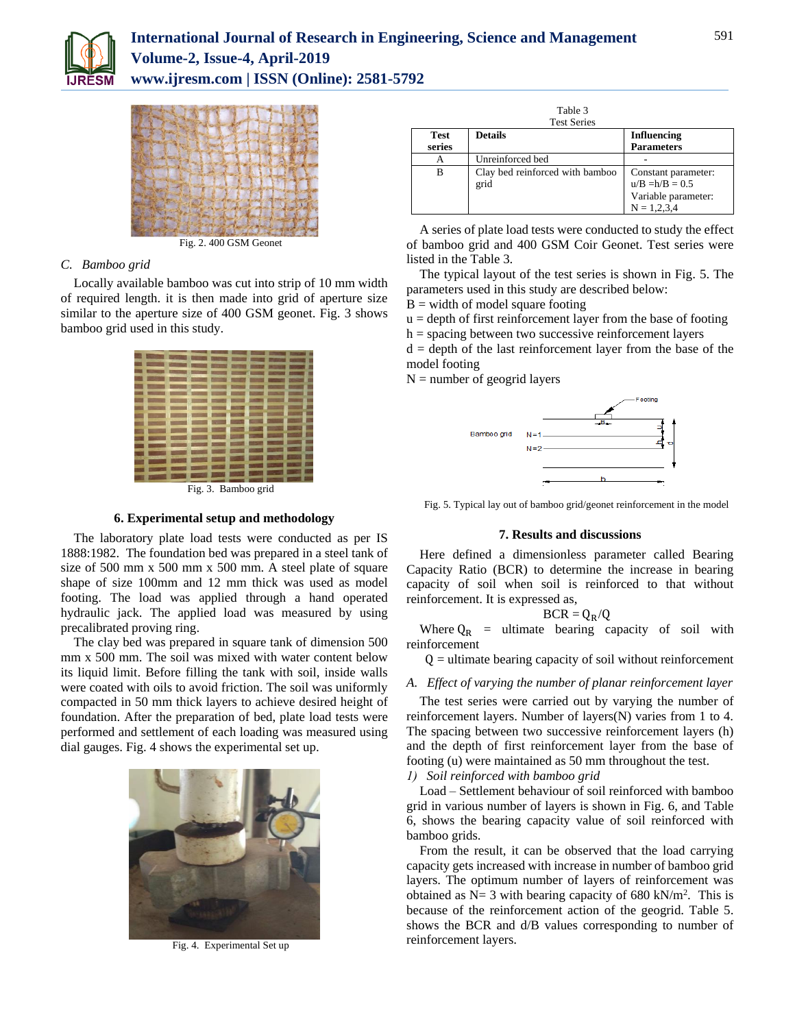Fig. 2. 400 GSM Geonet

### C. Bamboo grid

Locally available bamboo was cut into strip of 10 mm width of required length. it is then made into grid of aperture size similar to the aperture size of 400 GSM geonet. Fig. 3 shows bamboo grid used in this study.

Fig. 3. Bamboo grid

## 6. Experimental setup and methodology

The laboratory plate load tests were conducted as per IS 1888:1982. The foundation bed was prepared in a steel tank of size of 500 mm x 500 mm x 500 mm. A steel plate of square shape of size 100mm and 12 mm thick was used as model footing. The load was applied through a hand operated hydraulic jack. The applied load was measured by using precalibrated proving ring.

The clay bed was prepared in square tank of dimension 500 mm x 500 mm. The soil was mixed with water content below its liquid limit. Before filling the tank with soil, inside walls were coated with oils to avoid friction. The soil was uniformly compacted in 50 mm thick layers to achieve desired height of foundation. After the preparation of bed, plate load tests were performed and settlement of each loading was measured using dial gauges. Fig. 4 shows the experimental set up.

Fig. 4. Experimental Set up

Table 3
Test Series

| Test series | Details | Influencing Parameters |
|---|---|---|
| A | Unreinforced bed | - |
| B | Clay bed reinforced with bamboo grid | Constant parameter: u/B =h/B = 0.5<br>Variable parameter: N = 1,2,3,4 |

A series of plate load tests were conducted to study the effect of bamboo grid and 400 GSM Coir Geonet. Test series were listed in the Table 3.

The typical layout of the test series is shown in Fig. 5. The parameters used in this study are described below:

B = width of model square footing
u = depth of first reinforcement layer from the base of footing
h = spacing between two successive reinforcement layers
d = depth of the last reinforcement layer from the base of the model footing
N = number of geogrid layers

Fig. 5. Typical lay out of bamboo grid/geonet reinforcement in the model

## 7. Results and discussions

Here defined a dimensionless parameter called Bearing Capacity Ratio (BCR) to determine the increase in bearing capacity of soil when soil is reinforced to that without reinforcement. It is expressed as,

$$BCR = Q_R/Q$$

Where $Q_R$ = ultimate bearing capacity of soil with reinforcement

Q = ultimate bearing capacity of soil without reinforcement

### A. Effect of varying the number of planar reinforcement layer

The test series were carried out by varying the number of reinforcement layers. Number of layers(N) varies from 1 to 4. The spacing between two successive reinforcement layers (h) and the depth of first reinforcement layer from the base of footing (u) were maintained as 50 mm throughout the test.

*1) Soil reinforced with bamboo grid*

Load – Settlement behaviour of soil reinforced with bamboo grid in various number of layers is shown in Fig. 6, and Table 6, shows the bearing capacity value of soil reinforced with bamboo grids.

From the result, it can be observed that the load carrying capacity gets increased with increase in number of bamboo grid layers. The optimum number of layers of reinforcement was obtained as N= 3 with bearing capacity of 680 kN/m$^2$. This is because of the reinforcement action of the geogrid. Table 5. shows the BCR and d/B values corresponding to number of reinforcement layers.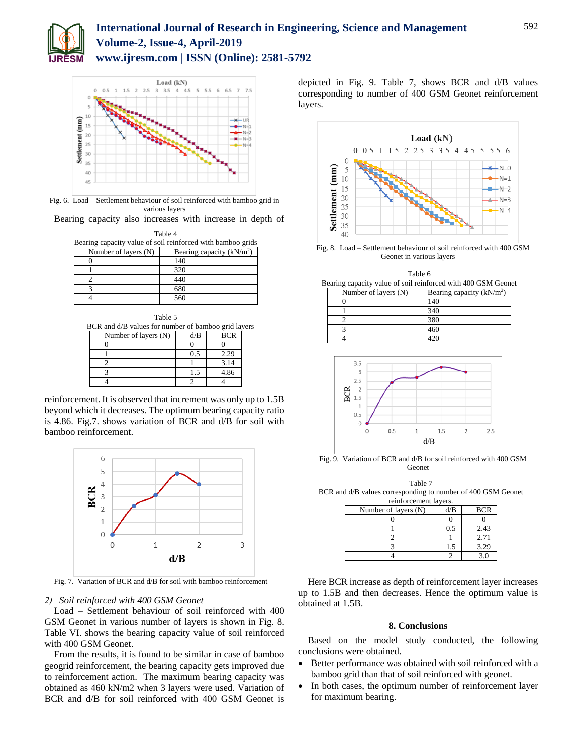Fig. 6. Load – Settlement behaviour of soil reinforced with bamboo grid in various layers

Bearing capacity also increases with increase in depth of reinforcement. It is observed that increment was only up to 1.5B beyond which it decreases. The optimum bearing capacity ratio is 4.86. Fig.7. shows variation of BCR and d/B for soil with bamboo reinforcement.

Table 4
Bearing capacity value of soil reinforced with bamboo grids

| Number of layers (N) | Bearing capacity (kN/m$^2$) |
|---|---|
| 0 | 140 |
| 1 | 320 |
| 2 | 440 |
| 3 | 680 |
| 4 | 560 |

Table 5
BCR and d/B values for number of bamboo grid layers

| Number of layers (N) | d/B | BCR |
|---|---|---|
| 0 | 0 | 0 |
| 1 | 0.5 | 2.29 |
| 2 | 1 | 3.14 |
| 3 | 1.5 | 4.86 |
| 4 | 2 | 4 |

Fig. 7. Variation of BCR and d/B for soil with bamboo reinforcement

*2) Soil reinforced with 400 GSM Geonet*

Load – Settlement behaviour of soil reinforced with 400 GSM Geonet in various number of layers is shown in Fig. 8. Table VI. shows the bearing capacity value of soil reinforced with 400 GSM Geonet.

From the results, it is found to be similar in case of bamboo geogrid reinforcement, the bearing capacity gets improved due to reinforcement action. The maximum bearing capacity was obtained as 460 kN/m2 when 3 layers were used. Variation of BCR and d/B for soil reinforced with 400 GSM Geonet is depicted in Fig. 9. Table 7, shows BCR and d/B values corresponding to number of 400 GSM Geonet reinforcement layers.

Fig. 8. Load – Settlement behaviour of soil reinforced with 400 GSM Geonet in various layers

Table 6
Bearing capacity value of soil reinforced with 400 GSM Geonet

| Number of layers (N) | Bearing capacity (kN/m$^2$) |
|---|---|
| 0 | 140 |
| 1 | 340 |
| 2 | 380 |
| 3 | 460 |
| 4 | 420 |

Fig. 9. Variation of BCR and d/B for soil reinforced with 400 GSM Geonet

Table 7
BCR and d/B values corresponding to number of 400 GSM Geonet reinforcement layers.

| Number of layers (N) | d/B | BCR |
|---|---|---|
| 0 | 0 | 0 |
| 1 | 0.5 | 2.43 |
| 2 | 1 | 2.71 |
| 3 | 1.5 | 3.29 |
| 4 | 2 | 3.0 |

Here BCR increase as depth of reinforcement layer increases up to 1.5B and then decreases. Hence the optimum value is obtained at 1.5B.

## 8. Conclusions

Based on the model study conducted, the following conclusions were obtained.

- Better performance was obtained with soil reinforced with a bamboo grid than that of soil reinforced with geonet.
- In both cases, the optimum number of reinforcement layer for maximum bearing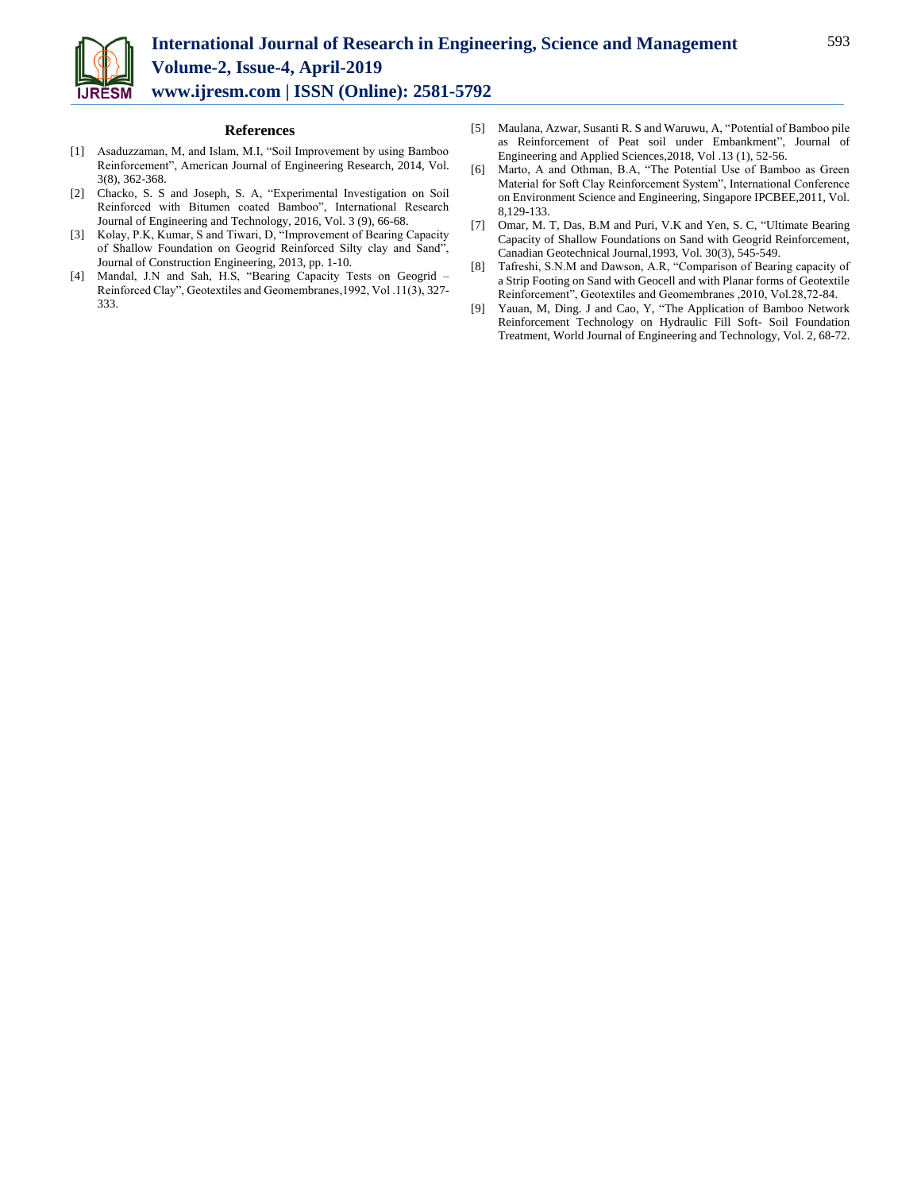## References

[1] Asaduzzaman, M, and Islam, M.I, "Soil Improvement by using Bamboo Reinforcement", American Journal of Engineering Research, 2014, Vol. 3(8), 362-368.

[2] Chacko, S. S and Joseph, S. A, "Experimental Investigation on Soil Reinforced with Bitumen coated Bamboo", International Research Journal of Engineering and Technology, 2016, Vol. 3 (9), 66-68.

[3] Kolay, P.K, Kumar, S and Tiwari, D, "Improvement of Bearing Capacity of Shallow Foundation on Geogrid Reinforced Silty clay and Sand", Journal of Construction Engineering, 2013, pp. 1-10.

[4] Mandal, J.N and Sah, H.S, "Bearing Capacity Tests on Geogrid – Reinforced Clay", Geotextiles and Geomembranes,1992, Vol .11(3), 327-333.

[5] Maulana, Azwar, Susanti R. S and Waruwu, A, "Potential of Bamboo pile as Reinforcement of Peat soil under Embankment", Journal of Engineering and Applied Sciences,2018, Vol .13 (1), 52-56.

[6] Marto, A and Othman, B.A, "The Potential Use of Bamboo as Green Material for Soft Clay Reinforcement System", International Conference on Environment Science and Engineering, Singapore IPCBEE,2011, Vol. 8,129-133.

[7] Omar, M. T, Das, B.M and Puri, V.K and Yen, S. C, "Ultimate Bearing Capacity of Shallow Foundations on Sand with Geogrid Reinforcement, Canadian Geotechnical Journal,1993, Vol. 30(3), 545-549.

[8] Tafreshi, S.N.M and Dawson, A.R, "Comparison of Bearing capacity of a Strip Footing on Sand with Geocell and with Planar forms of Geotextile Reinforcement", Geotextiles and Geomembranes ,2010, Vol.28,72-84.

[9] Yauan, M, Ding. J and Cao, Y, "The Application of Bamboo Network Reinforcement Technology on Hydraulic Fill Soft- Soil Foundation Treatment, World Journal of Engineering and Technology, Vol. 2, 68-72.